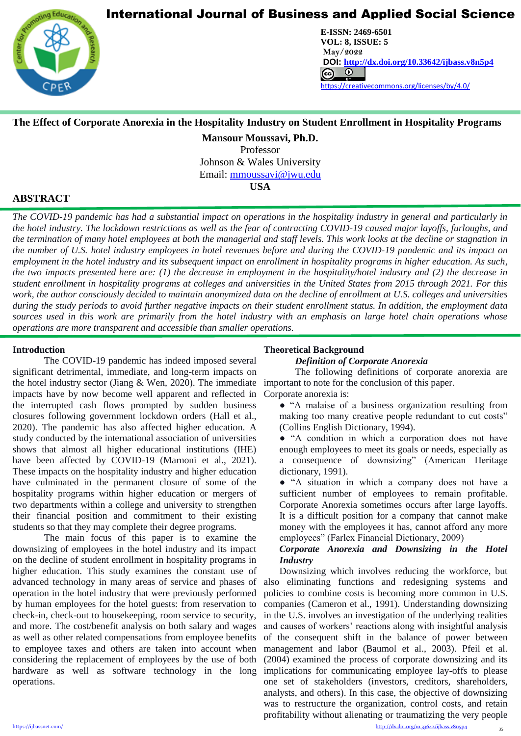# The Effect of Corporate Anorexia in the Hospitality Industry on Student Enrollment in Hospitality Programs

**Mansour Moussavi, Ph.D.**
Professor
Johnson & Wales University
Email: mmoussavi@jwu.edu
**USA**

## ABSTRACT

*The COVID-19 pandemic has had a substantial impact on operations in the hospitality industry in general and particularly in the hotel industry. The lockdown restrictions as well as the fear of contracting COVID-19 caused major layoffs, furloughs, and the termination of many hotel employees at both the managerial and staff levels. This work looks at the decline or stagnation in the number of U.S. hotel industry employees in hotel revenues before and during the COVID-19 pandemic and its impact on employment in the hotel industry and its subsequent impact on enrollment in hospitality programs in higher education. As such, the two impacts presented here are: (1) the decrease in employment in the hospitality/hotel industry and (2) the decrease in student enrollment in hospitality programs at colleges and universities in the United States from 2015 through 2021. For this work, the author consciously decided to maintain anonymized data on the decline of enrollment at U.S. colleges and universities during the study periods to avoid further negative impacts on their student enrollment status. In addition, the employment data sources used in this work are primarily from the hotel industry with an emphasis on large hotel chain operations whose operations are more transparent and accessible than smaller operations.*

## Introduction

The COVID-19 pandemic has indeed imposed several significant detrimental, immediate, and long-term impacts on the hotel industry sector (Jiang & Wen, 2020). The immediate impacts have by now become well apparent and reflected in the interrupted cash flows prompted by sudden business closures following government lockdown orders (Hall et al., 2020). The pandemic has also affected higher education. A study conducted by the international association of universities shows that almost all higher educational institutions (IHE) have been affected by COVID-19 (Marnoni et al., 2021). These impacts on the hospitality industry and higher education have culminated in the permanent closure of some of the hospitality programs within higher education or mergers of two departments within a college and university to strengthen their financial position and commitment to their existing students so that they may complete their degree programs.

The main focus of this paper is to examine the downsizing of employees in the hotel industry and its impact on the decline of student enrollment in hospitality programs in higher education. This study examines the constant use of advanced technology in many areas of service and phases of operation in the hotel industry that were previously performed by human employees for the hotel guests: from reservation to check-in, check-out to housekeeping, room service to security, and more. The cost/benefit analysis on both salary and wages as well as other related compensations from employee benefits to employee taxes and others are taken into account when considering the replacement of employees by the use of both hardware as well as software technology in the long operations.

## Theoretical Background

### *Definition of Corporate Anorexia*

The following definitions of corporate anorexia are important to note for the conclusion of this paper.

Corporate anorexia is:

- "A malaise of a business organization resulting from making too many creative people redundant to cut costs" (Collins English Dictionary, 1994).
- "A condition in which a corporation does not have enough employees to meet its goals or needs, especially as a consequence of downsizing" (American Heritage dictionary, 1991).
- "A situation in which a company does not have a sufficient number of employees to remain profitable. Corporate Anorexia sometimes occurs after large layoffs. It is a difficult position for a company that cannot make money with the employees it has, cannot afford any more employees" (Farlex Financial Dictionary, 2009)

### *Corporate Anorexia and Downsizing in the Hotel Industry*

Downsizing which involves reducing the workforce, but also eliminating functions and redesigning systems and policies to combine costs is becoming more common in U.S. companies (Cameron et al., 1991). Understanding downsizing in the U.S. involves an investigation of the underlying realities and causes of workers' reactions along with insightful analysis of the consequent shift in the balance of power between management and labor (Baumol et al., 2003). Pfeil et al. (2004) examined the process of corporate downsizing and its implications for communicating employee lay-offs to please one set of stakeholders (investors, creditors, shareholders, analysts, and others). In this case, the objective of downsizing was to restructure the organization, control costs, and retain profitability without alienating or traumatizing the very people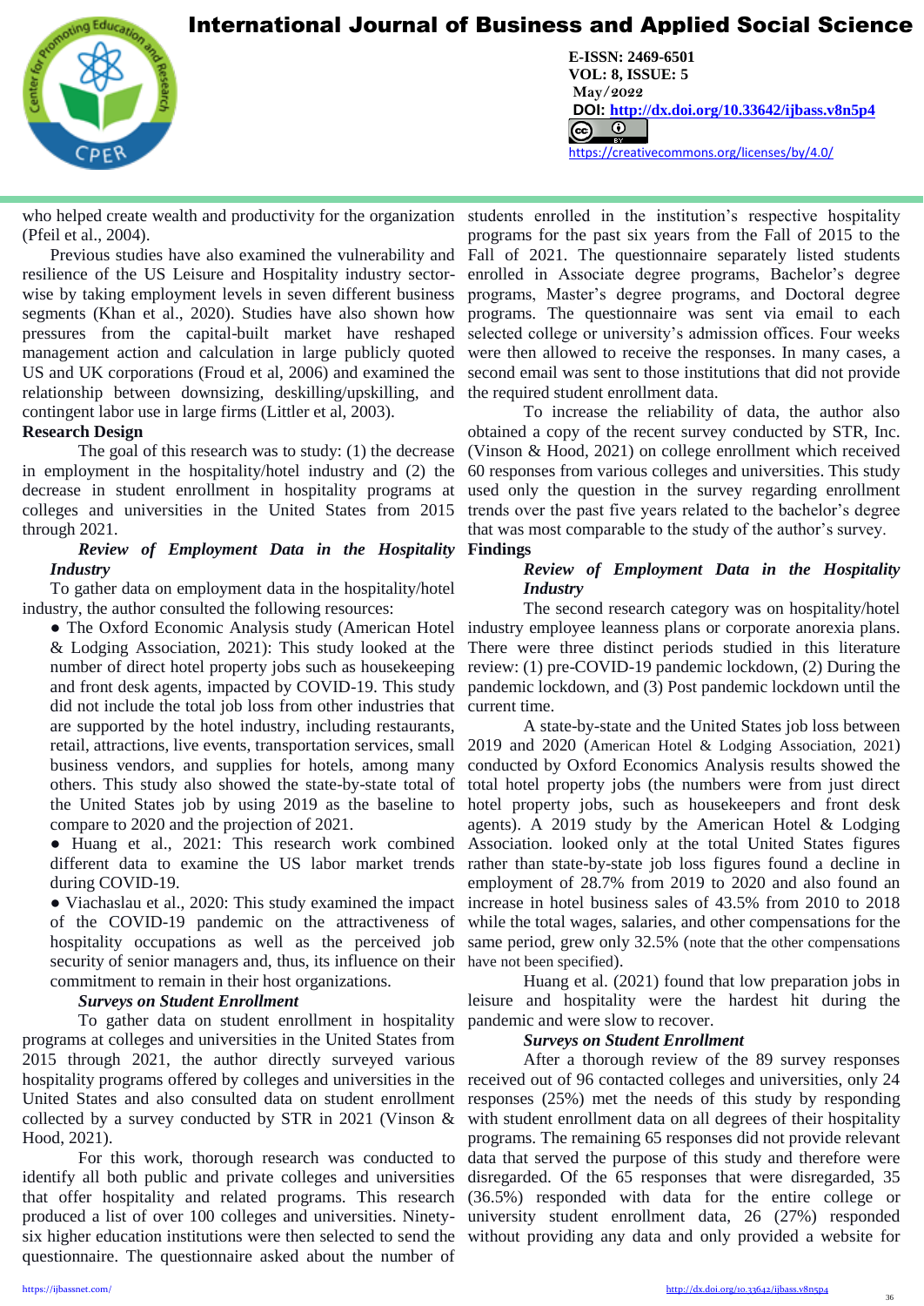who helped create wealth and productivity for the organization (Pfeil et al., 2004).

Previous studies have also examined the vulnerability and resilience of the US Leisure and Hospitality industry sector-wise by taking employment levels in seven different business segments (Khan et al., 2020). Studies have also shown how pressures from the capital-built market have reshaped management action and calculation in large publicly quoted US and UK corporations (Froud et al, 2006) and examined the relationship between downsizing, deskilling/upskilling, and contingent labor use in large firms (Littler et al, 2003).

**Research Design**

The goal of this research was to study: (1) the decrease in employment in the hospitality/hotel industry and (2) the decrease in student enrollment in hospitality programs at colleges and universities in the United States from 2015 through 2021.

***Review of Employment Data in the Hospitality Industry***

To gather data on employment data in the hospitality/hotel industry, the author consulted the following resources:

- The Oxford Economic Analysis study (American Hotel & Lodging Association, 2021): This study looked at the number of direct hotel property jobs such as housekeeping and front desk agents, impacted by COVID-19. This study did not include the total job loss from other industries that are supported by the hotel industry, including restaurants, retail, attractions, live events, transportation services, small business vendors, and supplies for hotels, among many others. This study also showed the state-by-state total of the United States job by using 2019 as the baseline to compare to 2020 and the projection of 2021.
- Huang et al., 2021: This research work combined different data to examine the US labor market trends during COVID-19.
- Viachaslau et al., 2020: This study examined the impact of the COVID-19 pandemic on the attractiveness of hospitality occupations as well as the perceived job security of senior managers and, thus, its influence on their commitment to remain in their host organizations.

***Surveys on Student Enrollment***

To gather data on student enrollment in hospitality programs at colleges and universities in the United States from 2015 through 2021, the author directly surveyed various hospitality programs offered by colleges and universities in the United States and also consulted data on student enrollment collected by a survey conducted by STR in 2021 (Vinson & Hood, 2021).

For this work, thorough research was conducted to identify all both public and private colleges and universities that offer hospitality and related programs. This research produced a list of over 100 colleges and universities. Ninety-six higher education institutions were then selected to send the questionnaire. The questionnaire asked about the number of students enrolled in the institution's respective hospitality programs for the past six years from the Fall of 2015 to the Fall of 2021. The questionnaire separately listed students enrolled in Associate degree programs, Bachelor's degree programs, Master's degree programs, and Doctoral degree programs. The questionnaire was sent via email to each selected college or university's admission offices. Four weeks were then allowed to receive the responses. In many cases, a second email was sent to those institutions that did not provide the required student enrollment data.

To increase the reliability of data, the author also obtained a copy of the recent survey conducted by STR, Inc. (Vinson & Hood, 2021) on college enrollment which received 60 responses from various colleges and universities. This study used only the question in the survey regarding enrollment trends over the past five years related to the bachelor's degree that was most comparable to the study of the author's survey.

**Findings**

***Review of Employment Data in the Hospitality Industry***

The second research category was on hospitality/hotel industry employee leanness plans or corporate anorexia plans. There were three distinct periods studied in this literature review: (1) pre-COVID-19 pandemic lockdown, (2) During the pandemic lockdown, and (3) Post pandemic lockdown until the current time.

A state-by-state and the United States job loss between 2019 and 2020 (American Hotel & Lodging Association, 2021) conducted by Oxford Economics Analysis results showed the total hotel property jobs (the numbers were from just direct hotel property jobs, such as housekeepers and front desk agents). A 2019 study by the American Hotel & Lodging Association. looked only at the total United States figures rather than state-by-state job loss figures found a decline in employment of 28.7% from 2019 to 2020 and also found an increase in hotel business sales of 43.5% from 2010 to 2018 while the total wages, salaries, and other compensations for the same period, grew only 32.5% (note that the other compensations have not been specified).

Huang et al. (2021) found that low preparation jobs in leisure and hospitality were the hardest hit during the pandemic and were slow to recover.

***Surveys on Student Enrollment***

After a thorough review of the 89 survey responses received out of 96 contacted colleges and universities, only 24 responses (25%) met the needs of this study by responding with student enrollment data on all degrees of their hospitality programs. The remaining 65 responses did not provide relevant data that served the purpose of this study and therefore were disregarded. Of the 65 responses that were disregarded, 35 (36.5%) responded with data for the entire college or university student enrollment data, 26 (27%) responded without providing any data and only provided a website for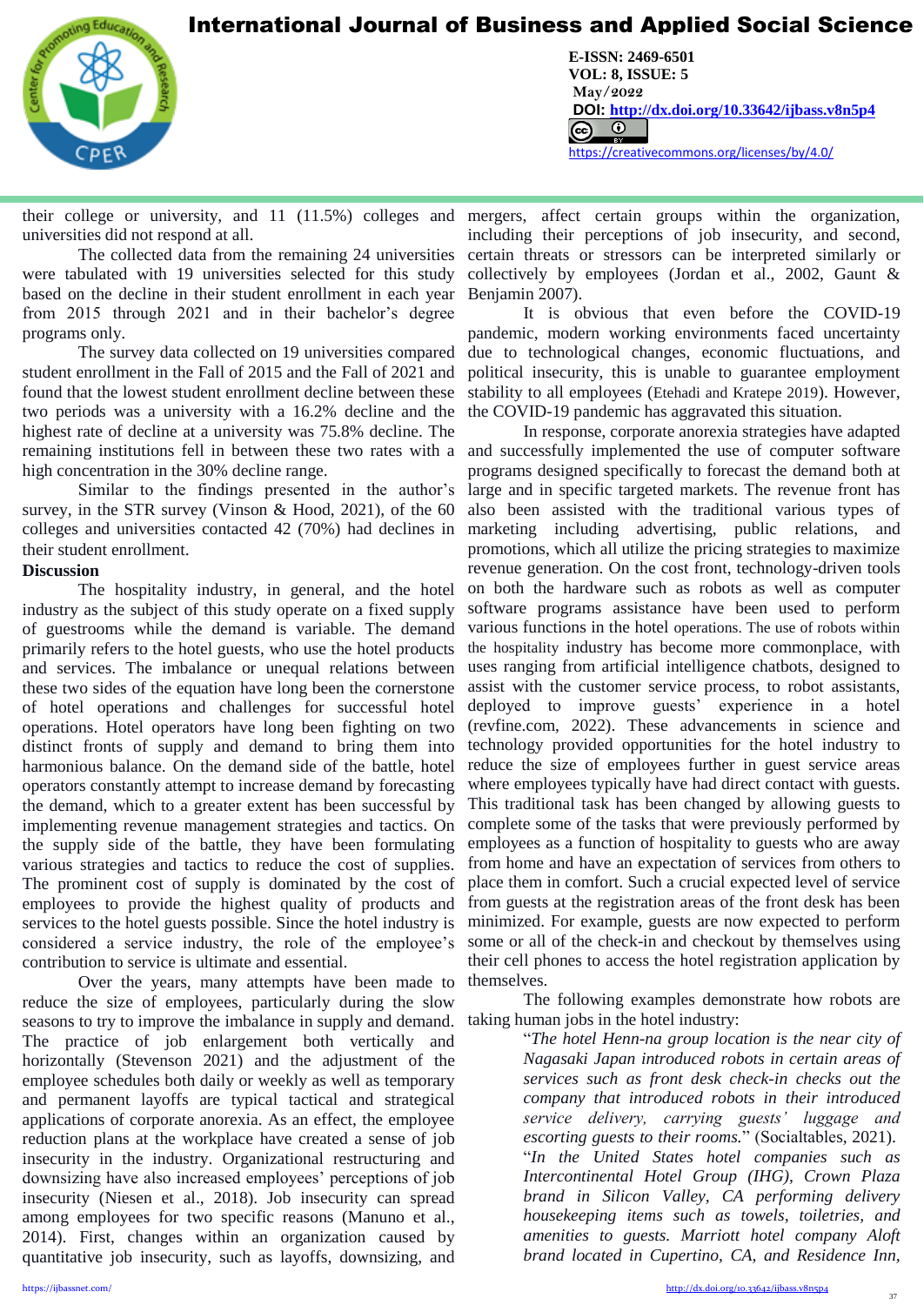their college or university, and 11 (11.5%) colleges and universities did not respond at all.

The collected data from the remaining 24 universities were tabulated with 19 universities selected for this study based on the decline in their student enrollment in each year from 2015 through 2021 and in their bachelor's degree programs only.

The survey data collected on 19 universities compared student enrollment in the Fall of 2015 and the Fall of 2021 and found that the lowest student enrollment decline between these two periods was a university with a 16.2% decline and the highest rate of decline at a university was 75.8% decline. The remaining institutions fell in between these two rates with a high concentration in the 30% decline range.

Similar to the findings presented in the author's survey, in the STR survey (Vinson & Hood, 2021), of the 60 colleges and universities contacted 42 (70%) had declines in their student enrollment.

**Discussion**

The hospitality industry, in general, and the hotel industry as the subject of this study operate on a fixed supply of guestrooms while the demand is variable. The demand primarily refers to the hotel guests, who use the hotel products and services. The imbalance or unequal relations between these two sides of the equation have long been the cornerstone of hotel operations and challenges for successful hotel operations. Hotel operators have long been fighting on two distinct fronts of supply and demand to bring them into harmonious balance. On the demand side of the battle, hotel operators constantly attempt to increase demand by forecasting the demand, which to a greater extent has been successful by implementing revenue management strategies and tactics. On the supply side of the battle, they have been formulating various strategies and tactics to reduce the cost of supplies. The prominent cost of supply is dominated by the cost of employees to provide the highest quality of products and services to the hotel guests possible. Since the hotel industry is considered a service industry, the role of the employee's contribution to service is ultimate and essential.

Over the years, many attempts have been made to reduce the size of employees, particularly during the slow seasons to try to improve the imbalance in supply and demand. The practice of job enlargement both vertically and horizontally (Stevenson 2021) and the adjustment of the employee schedules both daily or weekly as well as temporary and permanent layoffs are typical tactical and strategical applications of corporate anorexia. As an effect, the employee reduction plans at the workplace have created a sense of job insecurity in the industry. Organizational restructuring and downsizing have also increased employees' perceptions of job insecurity (Niesen et al., 2018). Job insecurity can spread among employees for two specific reasons (Manuno et al., 2014). First, changes within an organization caused by quantitative job insecurity, such as layoffs, downsizing, and mergers, affect certain groups within the organization, including their perceptions of job insecurity, and second, certain threats or stressors can be interpreted similarly or collectively by employees (Jordan et al., 2002, Gaunt & Benjamin 2007).

It is obvious that even before the COVID-19 pandemic, modern working environments faced uncertainty due to technological changes, economic fluctuations, and political insecurity, this is unable to guarantee employment stability to all employees (Etehadi and Kratepe 2019). However, the COVID-19 pandemic has aggravated this situation.

In response, corporate anorexia strategies have adapted and successfully implemented the use of computer software programs designed specifically to forecast the demand both at large and in specific targeted markets. The revenue front has also been assisted with the traditional various types of marketing including advertising, public relations, and promotions, which all utilize the pricing strategies to maximize revenue generation. On the cost front, technology-driven tools on both the hardware such as robots as well as computer software programs assistance have been used to perform various functions in the hotel operations. The use of robots within the hospitality industry has become more commonplace, with uses ranging from artificial intelligence chatbots, designed to assist with the customer service process, to robot assistants, deployed to improve guests' experience in a hotel (revfine.com, 2022). These advancements in science and technology provided opportunities for the hotel industry to reduce the size of employees further in guest service areas where employees typically have had direct contact with guests. This traditional task has been changed by allowing guests to complete some of the tasks that were previously performed by employees as a function of hospitality to guests who are away from home and have an expectation of services from others to place them in comfort. Such a crucial expected level of service from guests at the registration areas of the front desk has been minimized. For example, guests are now expected to perform some or all of the check-in and checkout by themselves using their cell phones to access the hotel registration application by themselves.

The following examples demonstrate how robots are taking human jobs in the hotel industry:

> "*The hotel Henn-na group location is the near city of Nagasaki Japan introduced robots in certain areas of services such as front desk check-in checks out the company that introduced robots in their introduced service delivery, carrying guests' luggage and escorting guests to their rooms.*" (Socialtables, 2021).
>
> "*In the United States hotel companies such as Intercontinental Hotel Group (IHG), Crown Plaza brand in Silicon Valley, CA performing delivery housekeeping items such as towels, toiletries, and amenities to guests. Marriott hotel company Aloft brand located in Cupertino, CA, and Residence Inn,*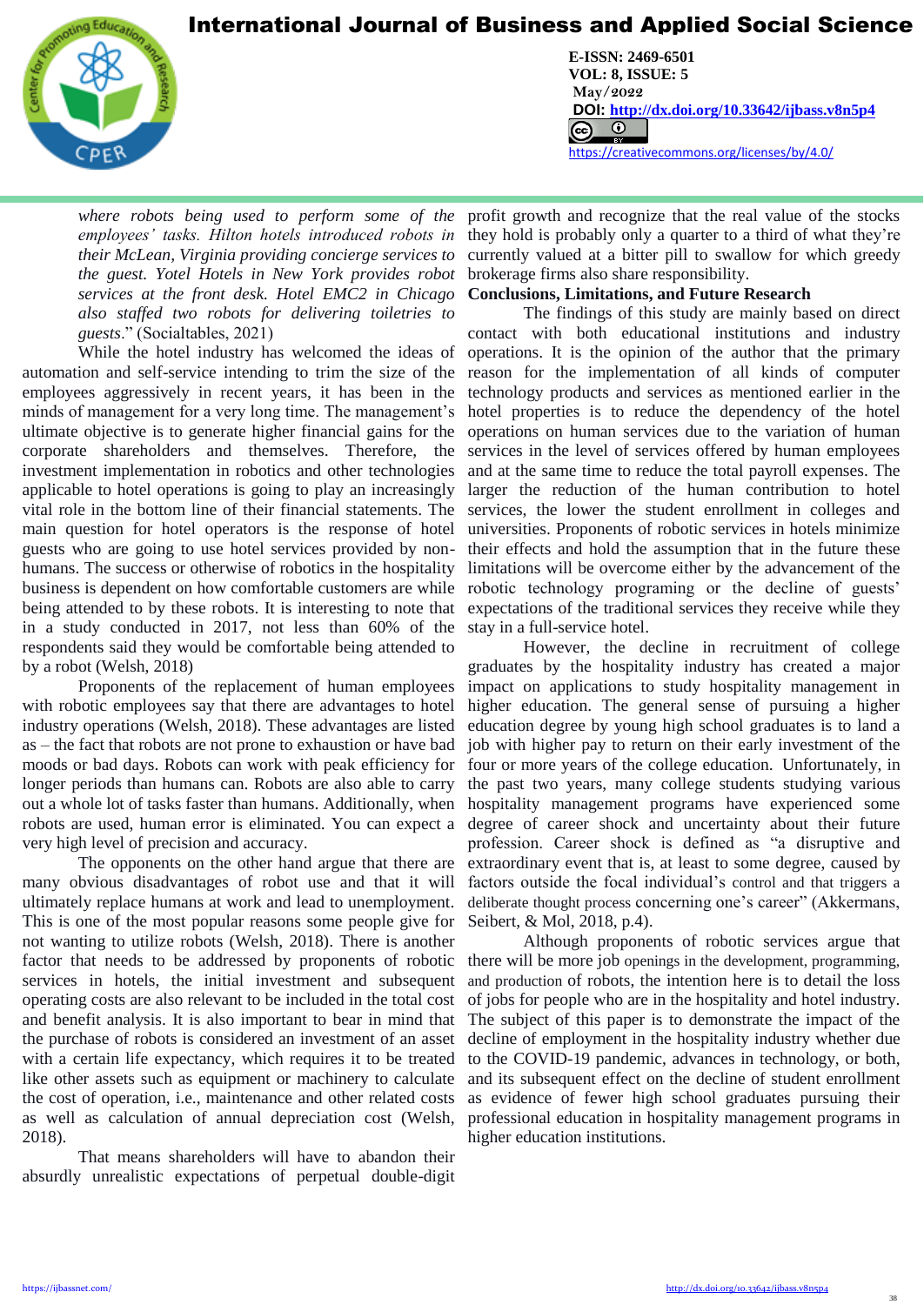*where robots being used to perform some of the employees' tasks. Hilton hotels introduced robots in their McLean, Virginia providing concierge services to the guest. Yotel Hotels in New York provides robot services at the front desk. Hotel EMC2 in Chicago also staffed two robots for delivering toiletries to guests*." (Socialtables, 2021)

While the hotel industry has welcomed the ideas of automation and self-service intending to trim the size of the employees aggressively in recent years, it has been in the minds of management for a very long time. The management's ultimate objective is to generate higher financial gains for the corporate shareholders and themselves. Therefore, the investment implementation in robotics and other technologies applicable to hotel operations is going to play an increasingly vital role in the bottom line of their financial statements. The main question for hotel operators is the response of hotel guests who are going to use hotel services provided by non-humans. The success or otherwise of robotics in the hospitality business is dependent on how comfortable customers are while being attended to by these robots. It is interesting to note that in a study conducted in 2017, not less than 60% of the respondents said they would be comfortable being attended to by a robot (Welsh, 2018)

Proponents of the replacement of human employees with robotic employees say that there are advantages to hotel industry operations (Welsh, 2018). These advantages are listed as – the fact that robots are not prone to exhaustion or have bad moods or bad days. Robots can work with peak efficiency for longer periods than humans can. Robots are also able to carry out a whole lot of tasks faster than humans. Additionally, when robots are used, human error is eliminated. You can expect a very high level of precision and accuracy.

The opponents on the other hand argue that there are many obvious disadvantages of robot use and that it will ultimately replace humans at work and lead to unemployment. This is one of the most popular reasons some people give for not wanting to utilize robots (Welsh, 2018). There is another factor that needs to be addressed by proponents of robotic services in hotels, the initial investment and subsequent operating costs are also relevant to be included in the total cost and benefit analysis. It is also important to bear in mind that the purchase of robots is considered an investment of an asset with a certain life expectancy, which requires it to be treated like other assets such as equipment or machinery to calculate the cost of operation, i.e., maintenance and other related costs as well as calculation of annual depreciation cost (Welsh, 2018).

That means shareholders will have to abandon their absurdly unrealistic expectations of perpetual double-digit profit growth and recognize that the real value of the stocks they hold is probably only a quarter to a third of what they're currently valued at a bitter pill to swallow for which greedy brokerage firms also share responsibility.

**Conclusions, Limitations, and Future Research**

The findings of this study are mainly based on direct contact with both educational institutions and industry operations. It is the opinion of the author that the primary reason for the implementation of all kinds of computer technology products and services as mentioned earlier in the hotel properties is to reduce the dependency of the hotel operations on human services due to the variation of human services in the level of services offered by human employees and at the same time to reduce the total payroll expenses. The larger the reduction of the human contribution to hotel services, the lower the student enrollment in colleges and universities. Proponents of robotic services in hotels minimize their effects and hold the assumption that in the future these limitations will be overcome either by the advancement of the robotic technology programing or the decline of guests' expectations of the traditional services they receive while they stay in a full-service hotel.

However, the decline in recruitment of college graduates by the hospitality industry has created a major impact on applications to study hospitality management in higher education. The general sense of pursuing a higher education degree by young high school graduates is to land a job with higher pay to return on their early investment of the four or more years of the college education. Unfortunately, in the past two years, many college students studying various hospitality management programs have experienced some degree of career shock and uncertainty about their future profession. Career shock is defined as "a disruptive and extraordinary event that is, at least to some degree, caused by factors outside the focal individual's control and that triggers a deliberate thought process concerning one's career" (Akkermans, Seibert, & Mol, 2018, p.4).

Although proponents of robotic services argue that there will be more job openings in the development, programming, and production of robots, the intention here is to detail the loss of jobs for people who are in the hospitality and hotel industry. The subject of this paper is to demonstrate the impact of the decline of employment in the hospitality industry whether due to the COVID-19 pandemic, advances in technology, or both, and its subsequent effect on the decline of student enrollment as evidence of fewer high school graduates pursuing their professional education in hospitality management programs in higher education institutions.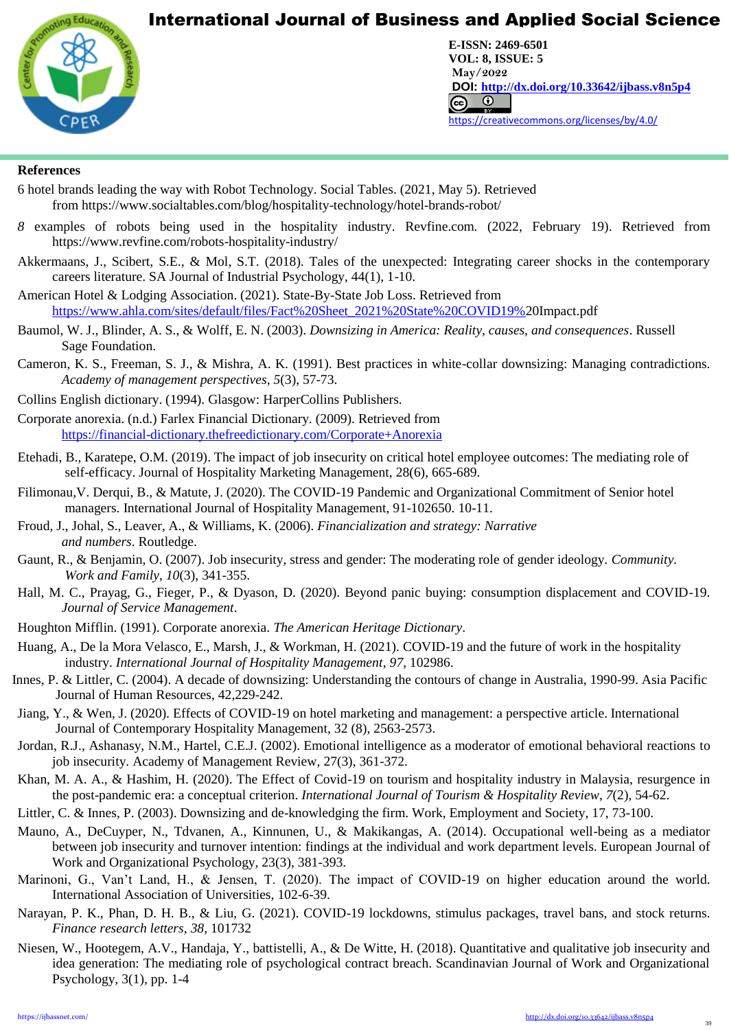## References

6 hotel brands leading the way with Robot Technology. Social Tables. (2021, May 5). Retrieved from https://www.socialtables.com/blog/hospitality-technology/hotel-brands-robot/

*8* examples of robots being used in the hospitality industry. Revfine.com. (2022, February 19). Retrieved from https://www.revfine.com/robots-hospitality-industry/

Akkermaans, J., Scibert, S.E., & Mol, S.T. (2018). Tales of the unexpected: Integrating career shocks in the contemporary careers literature. SA Journal of Industrial Psychology, 44(1), 1-10.

American Hotel & Lodging Association. (2021). State-By-State Job Loss. Retrieved from https://www.ahla.com/sites/default/files/Fact%20Sheet_2021%20State%20COVID19%20Impact.pdf

Baumol, W. J., Blinder, A. S., & Wolff, E. N. (2003). *Downsizing in America: Reality, causes, and consequences*. Russell Sage Foundation.

Cameron, K. S., Freeman, S. J., & Mishra, A. K. (1991). Best practices in white-collar downsizing: Managing contradictions. *Academy of management perspectives*, *5*(3), 57-73.

Collins English dictionary. (1994). Glasgow: HarperCollins Publishers.

Corporate anorexia. (n.d.) Farlex Financial Dictionary. (2009). Retrieved from https://financial-dictionary.thefreedictionary.com/Corporate+Anorexia

Etehadi, B., Karatepe, O.M. (2019). The impact of job insecurity on critical hotel employee outcomes: The mediating role of self-efficacy. Journal of Hospitality Marketing Management, 28(6), 665-689.

Filimonau,V. Derqui, B., & Matute, J. (2020). The COVID-19 Pandemic and Organizational Commitment of Senior hotel managers. International Journal of Hospitality Management, 91-102650. 10-11.

Froud, J., Johal, S., Leaver, A., & Williams, K. (2006). *Financialization and strategy: Narrative and numbers*. Routledge.

Gaunt, R., & Benjamin, O. (2007). Job insecurity, stress and gender: The moderating role of gender ideology. *Community. Work and Family*, *10*(3), 341-355.

Hall, M. C., Prayag, G., Fieger, P., & Dyason, D. (2020). Beyond panic buying: consumption displacement and COVID-19. *Journal of Service Management*.

Houghton Mifflin. (1991). Corporate anorexia. *The American Heritage Dictionary*.

Huang, A., De la Mora Velasco, E., Marsh, J., & Workman, H. (2021). COVID-19 and the future of work in the hospitality industry. *International Journal of Hospitality Management*, *97*, 102986.

Innes, P. & Littler, C. (2004). A decade of downsizing: Understanding the contours of change in Australia, 1990-99. Asia Pacific Journal of Human Resources, 42,229-242.

Jiang, Y., & Wen, J. (2020). Effects of COVID-19 on hotel marketing and management: a perspective article. International Journal of Contemporary Hospitality Management, 32 (8), 2563-2573.

Jordan, R.J., Ashanasy, N.M., Hartel, C.E.J. (2002). Emotional intelligence as a moderator of emotional behavioral reactions to job insecurity. Academy of Management Review, 27(3), 361-372.

Khan, M. A. A., & Hashim, H. (2020). The Effect of Covid-19 on tourism and hospitality industry in Malaysia, resurgence in the post-pandemic era: a conceptual criterion. *International Journal of Tourism & Hospitality Review*, *7*(2), 54-62.

Littler, C. & Innes, P. (2003). Downsizing and de-knowledging the firm. Work, Employment and Society, 17, 73-100.

Mauno, A., DeCuyper, N., Tdvanen, A., Kinnunen, U., & Makikangas, A. (2014). Occupational well-being as a mediator between job insecurity and turnover intention: findings at the individual and work department levels. European Journal of Work and Organizational Psychology, 23(3), 381-393.

Marinoni, G., Van't Land, H., & Jensen, T. (2020). The impact of COVID-19 on higher education around the world. International Association of Universities, 102-6-39.

Narayan, P. K., Phan, D. H. B., & Liu, G. (2021). COVID-19 lockdowns, stimulus packages, travel bans, and stock returns. *Finance research letters*, *38*, 101732

Niesen, W., Hootegem, A.V., Handaja, Y., battistelli, A., & De Witte, H. (2018). Quantitative and qualitative job insecurity and idea generation: The mediating role of psychological contract breach. Scandinavian Journal of Work and Organizational Psychology, 3(1), pp. 1-4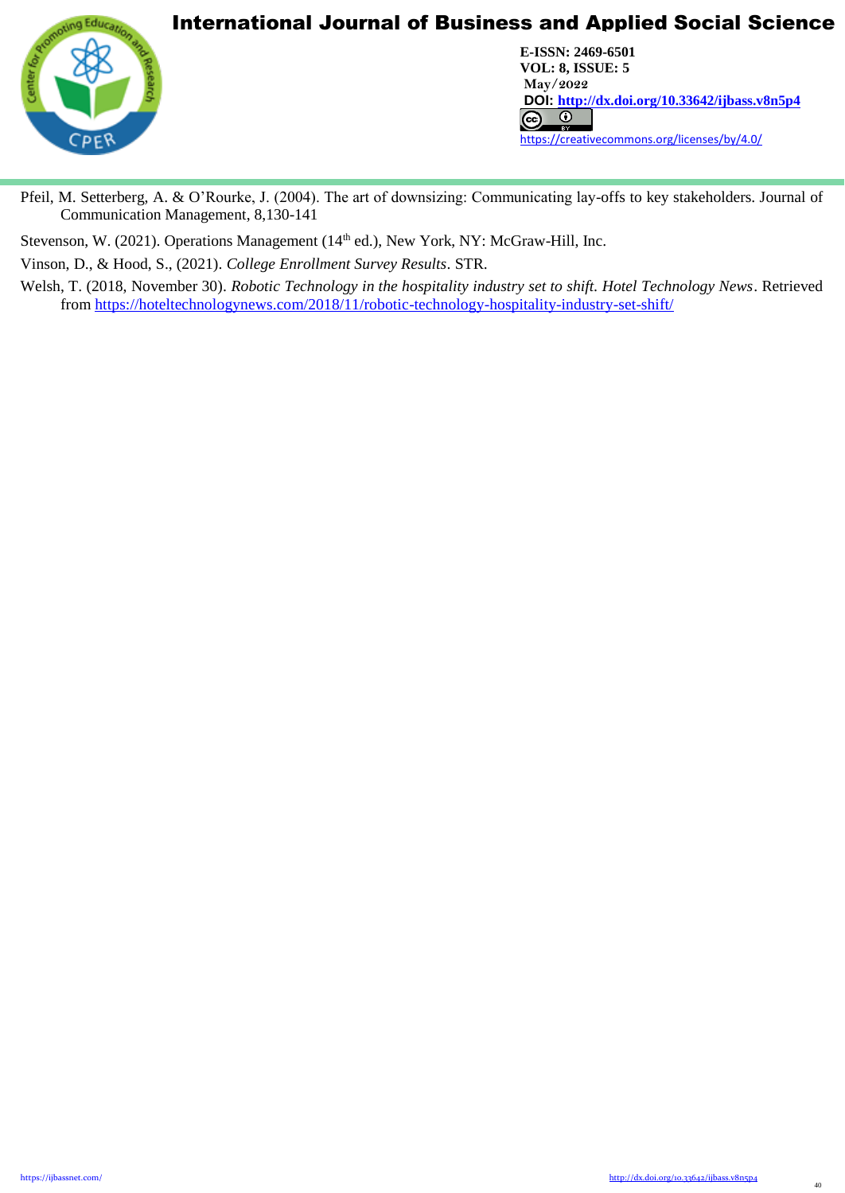Pfeil, M. Setterberg, A. & O'Rourke, J. (2004). The art of downsizing: Communicating lay-offs to key stakeholders. Journal of Communication Management, 8,130-141

Stevenson, W. (2021). Operations Management (14th ed.), New York, NY: McGraw-Hill, Inc.

Vinson, D., & Hood, S., (2021). *College Enrollment Survey Results*. STR.

Welsh, T. (2018, November 30). *Robotic Technology in the hospitality industry set to shift. Hotel Technology News*. Retrieved from https://hoteltechnologynews.com/2018/11/robotic-technology-hospitality-industry-set-shift/